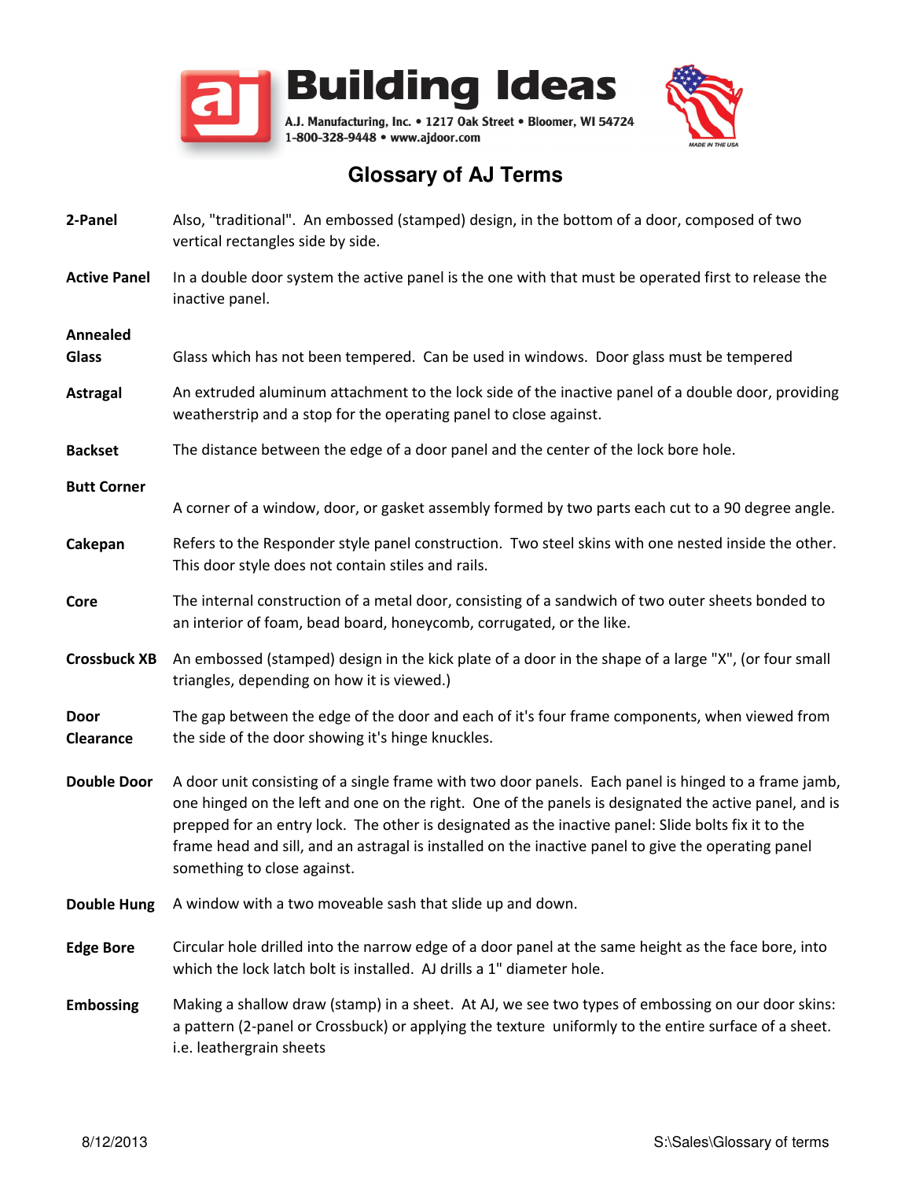# Building Ideas

A.J. Manufacturing, Inc. • 1217 Oak Street • Bloomer, WI 54724
1-800-328-9448 • www.ajdoor.com

MADE IN THE USA

## Glossary of AJ Terms

**2-Panel** Also, "traditional". An embossed (stamped) design, in the bottom of a door, composed of two vertical rectangles side by side.

**Active Panel** In a double door system the active panel is the one with that must be operated first to release the inactive panel.

**Annealed Glass** Glass which has not been tempered. Can be used in windows. Door glass must be tempered

**Astragal** An extruded aluminum attachment to the lock side of the inactive panel of a double door, providing weatherstrip and a stop for the operating panel to close against.

**Backset** The distance between the edge of a door panel and the center of the lock bore hole.

**Butt Corner** A corner of a window, door, or gasket assembly formed by two parts each cut to a 90 degree angle.

**Cakepan** Refers to the Responder style panel construction. Two steel skins with one nested inside the other. This door style does not contain stiles and rails.

**Core** The internal construction of a metal door, consisting of a sandwich of two outer sheets bonded to an interior of foam, bead board, honeycomb, corrugated, or the like.

**Crossbuck XB** An embossed (stamped) design in the kick plate of a door in the shape of a large "X", (or four small triangles, depending on how it is viewed.)

**Door Clearance** The gap between the edge of the door and each of it's four frame components, when viewed from the side of the door showing it's hinge knuckles.

**Double Door** A door unit consisting of a single frame with two door panels. Each panel is hinged to a frame jamb, one hinged on the left and one on the right. One of the panels is designated the active panel, and is prepped for an entry lock. The other is designated as the inactive panel: Slide bolts fix it to the frame head and sill, and an astragal is installed on the inactive panel to give the operating panel something to close against.

**Double Hung** A window with a two moveable sash that slide up and down.

**Edge Bore** Circular hole drilled into the narrow edge of a door panel at the same height as the face bore, into which the lock latch bolt is installed. AJ drills a 1" diameter hole.

**Embossing** Making a shallow draw (stamp) in a sheet. At AJ, we see two types of embossing on our door skins: a pattern (2-panel or Crossbuck) or applying the texture uniformly to the entire surface of a sheet. i.e. leathergrain sheets

8/12/2013 S:\Sales\Glossary of terms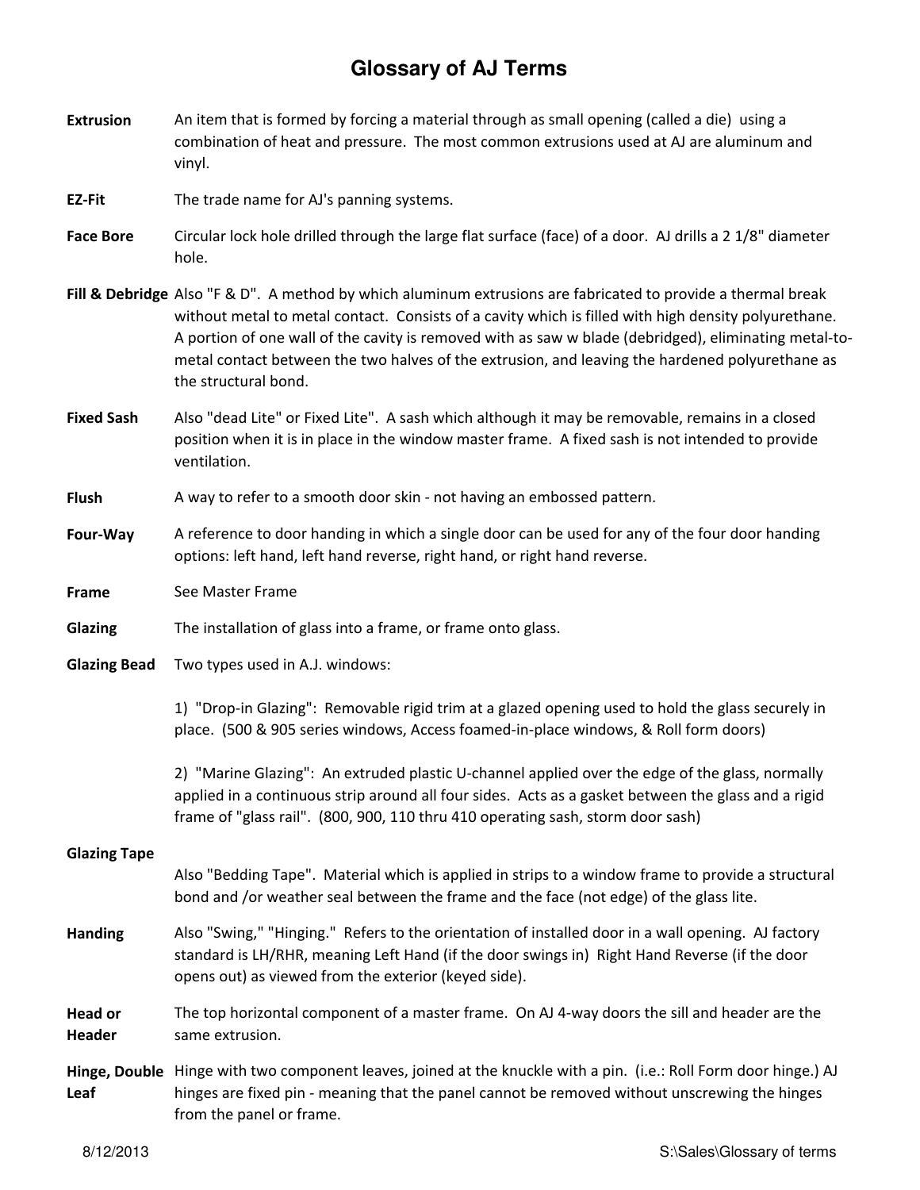# Glossary of AJ Terms

**Extrusion** An item that is formed by forcing a material through as small opening (called a die) using a combination of heat and pressure. The most common extrusions used at AJ are aluminum and vinyl.

**EZ-Fit** The trade name for AJ's panning systems.

**Face Bore** Circular lock hole drilled through the large flat surface (face) of a door. AJ drills a 2 1/8" diameter hole.

**Fill & Debridge** Also "F & D". A method by which aluminum extrusions are fabricated to provide a thermal break without metal to metal contact. Consists of a cavity which is filled with high density polyurethane. A portion of one wall of the cavity is removed with as saw w blade (debridged), eliminating metal-to-metal contact between the two halves of the extrusion, and leaving the hardened polyurethane as the structural bond.

**Fixed Sash** Also "dead Lite" or Fixed Lite". A sash which although it may be removable, remains in a closed position when it is in place in the window master frame. A fixed sash is not intended to provide ventilation.

**Flush** A way to refer to a smooth door skin - not having an embossed pattern.

**Four-Way** A reference to door handing in which a single door can be used for any of the four door handing options: left hand, left hand reverse, right hand, or right hand reverse.

**Frame** See Master Frame

**Glazing** The installation of glass into a frame, or frame onto glass.

**Glazing Bead** Two types used in A.J. windows:

1) "Drop-in Glazing": Removable rigid trim at a glazed opening used to hold the glass securely in place. (500 & 905 series windows, Access foamed-in-place windows, & Roll form doors)

2) "Marine Glazing": An extruded plastic U-channel applied over the edge of the glass, normally applied in a continuous strip around all four sides. Acts as a gasket between the glass and a rigid frame of "glass rail". (800, 900, 110 thru 410 operating sash, storm door sash)

**Glazing Tape** Also "Bedding Tape". Material which is applied in strips to a window frame to provide a structural bond and /or weather seal between the frame and the face (not edge) of the glass lite.

**Handing** Also "Swing," "Hinging." Refers to the orientation of installed door in a wall opening. AJ factory standard is LH/RHR, meaning Left Hand (if the door swings in) Right Hand Reverse (if the door opens out) as viewed from the exterior (keyed side).

**Head or Header** The top horizontal component of a master frame. On AJ 4-way doors the sill and header are the same extrusion.

**Hinge, Double Leaf** Hinge with two component leaves, joined at the knuckle with a pin. (i.e.: Roll Form door hinge.) AJ hinges are fixed pin - meaning that the panel cannot be removed without unscrewing the hinges from the panel or frame.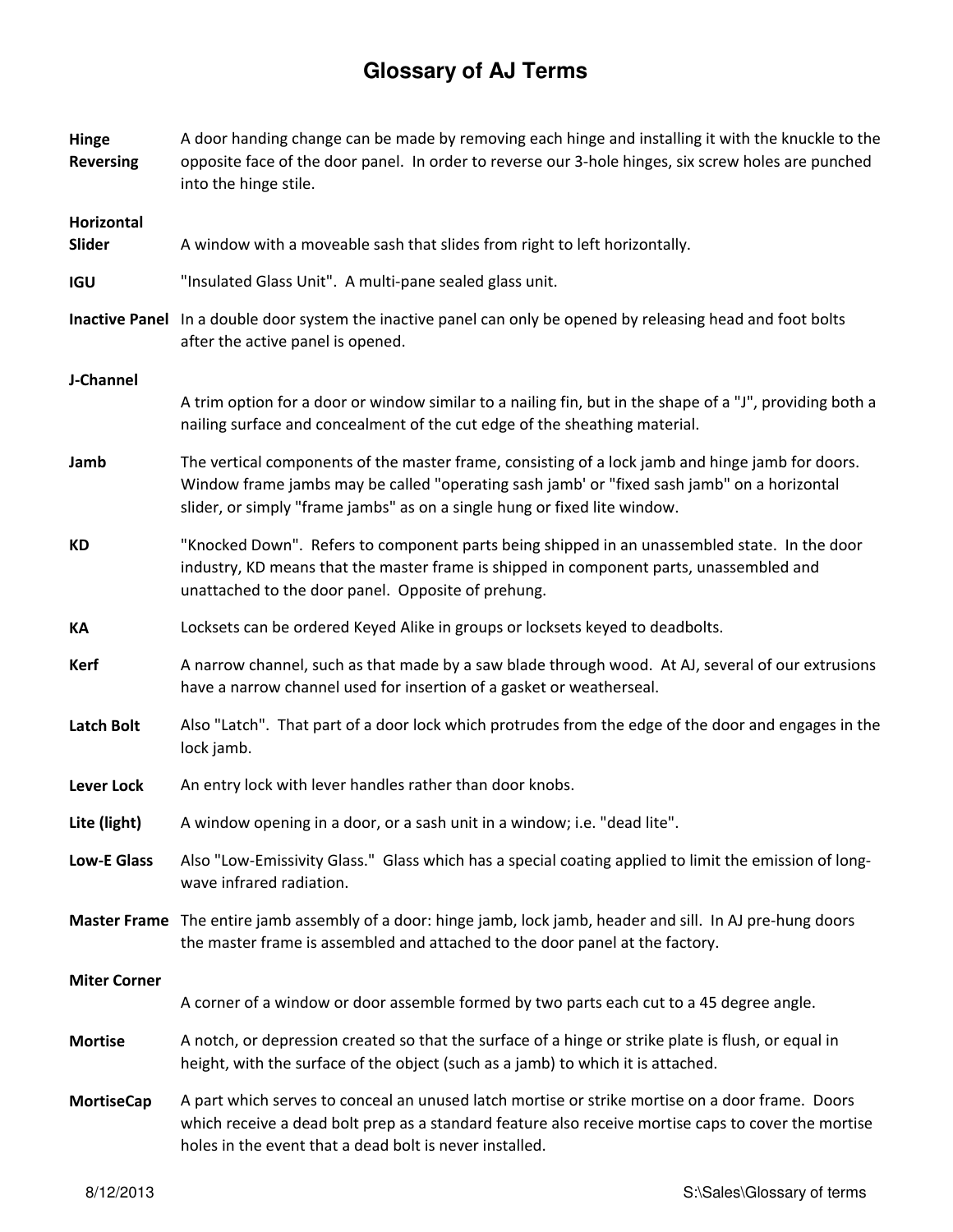# Glossary of AJ Terms

**Hinge Reversing** A door handing change can be made by removing each hinge and installing it with the knuckle to the opposite face of the door panel. In order to reverse our 3-hole hinges, six screw holes are punched into the hinge stile.

**Horizontal Slider** A window with a moveable sash that slides from right to left horizontally.

**IGU** "Insulated Glass Unit". A multi-pane sealed glass unit.

**Inactive Panel** In a double door system the inactive panel can only be opened by releasing head and foot bolts after the active panel is opened.

**J-Channel** A trim option for a door or window similar to a nailing fin, but in the shape of a "J", providing both a nailing surface and concealment of the cut edge of the sheathing material.

**Jamb** The vertical components of the master frame, consisting of a lock jamb and hinge jamb for doors. Window frame jambs may be called "operating sash jamb' or "fixed sash jamb" on a horizontal slider, or simply "frame jambs" as on a single hung or fixed lite window.

**KD** "Knocked Down". Refers to component parts being shipped in an unassembled state. In the door industry, KD means that the master frame is shipped in component parts, unassembled and unattached to the door panel. Opposite of prehung.

**KA** Locksets can be ordered Keyed Alike in groups or locksets keyed to deadbolts.

**Kerf** A narrow channel, such as that made by a saw blade through wood. At AJ, several of our extrusions have a narrow channel used for insertion of a gasket or weatherseal.

**Latch Bolt** Also "Latch". That part of a door lock which protrudes from the edge of the door and engages in the lock jamb.

**Lever Lock** An entry lock with lever handles rather than door knobs.

**Lite (light)** A window opening in a door, or a sash unit in a window; i.e. "dead lite".

**Low-E Glass** Also "Low-Emissivity Glass." Glass which has a special coating applied to limit the emission of long-wave infrared radiation.

**Master Frame** The entire jamb assembly of a door: hinge jamb, lock jamb, header and sill. In AJ pre-hung doors the master frame is assembled and attached to the door panel at the factory.

**Miter Corner** A corner of a window or door assemble formed by two parts each cut to a 45 degree angle.

**Mortise** A notch, or depression created so that the surface of a hinge or strike plate is flush, or equal in height, with the surface of the object (such as a jamb) to which it is attached.

**MortiseCap** A part which serves to conceal an unused latch mortise or strike mortise on a door frame. Doors which receive a dead bolt prep as a standard feature also receive mortise caps to cover the mortise holes in the event that a dead bolt is never installed.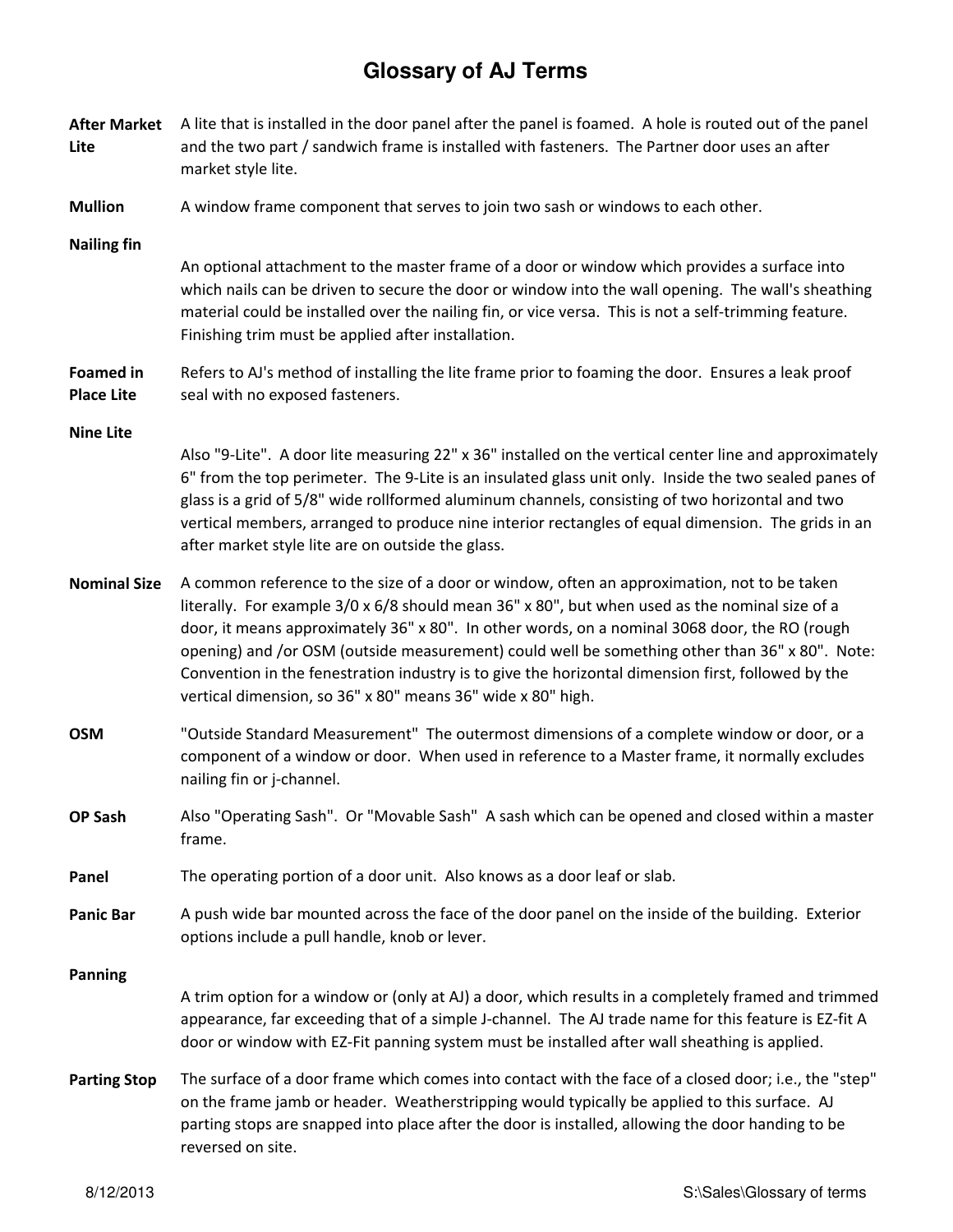# Glossary of AJ Terms

**After Market Lite** A lite that is installed in the door panel after the panel is foamed. A hole is routed out of the panel and the two part / sandwich frame is installed with fasteners. The Partner door uses an after market style lite.

**Mullion** A window frame component that serves to join two sash or windows to each other.

**Nailing fin** An optional attachment to the master frame of a door or window which provides a surface into which nails can be driven to secure the door or window into the wall opening. The wall's sheathing material could be installed over the nailing fin, or vice versa. This is not a self-trimming feature. Finishing trim must be applied after installation.

**Foamed in Place Lite** Refers to AJ's method of installing the lite frame prior to foaming the door. Ensures a leak proof seal with no exposed fasteners.

**Nine Lite** Also "9-Lite". A door lite measuring 22" x 36" installed on the vertical center line and approximately 6" from the top perimeter. The 9-Lite is an insulated glass unit only. Inside the two sealed panes of glass is a grid of 5/8" wide rollformed aluminum channels, consisting of two horizontal and two vertical members, arranged to produce nine interior rectangles of equal dimension. The grids in an after market style lite are on outside the glass.

**Nominal Size** A common reference to the size of a door or window, often an approximation, not to be taken literally. For example 3/0 x 6/8 should mean 36" x 80", but when used as the nominal size of a door, it means approximately 36" x 80". In other words, on a nominal 3068 door, the RO (rough opening) and /or OSM (outside measurement) could well be something other than 36" x 80". Note: Convention in the fenestration industry is to give the horizontal dimension first, followed by the vertical dimension, so 36" x 80" means 36" wide x 80" high.

**OSM** "Outside Standard Measurement" The outermost dimensions of a complete window or door, or a component of a window or door. When used in reference to a Master frame, it normally excludes nailing fin or j-channel.

**OP Sash** Also "Operating Sash". Or "Movable Sash" A sash which can be opened and closed within a master frame.

**Panel** The operating portion of a door unit. Also knows as a door leaf or slab.

**Panic Bar** A push wide bar mounted across the face of the door panel on the inside of the building. Exterior options include a pull handle, knob or lever.

**Panning** A trim option for a window or (only at AJ) a door, which results in a completely framed and trimmed appearance, far exceeding that of a simple J-channel. The AJ trade name for this feature is EZ-fit A door or window with EZ-Fit panning system must be installed after wall sheathing is applied.

**Parting Stop** The surface of a door frame which comes into contact with the face of a closed door; i.e., the "step" on the frame jamb or header. Weatherstripping would typically be applied to this surface. AJ parting stops are snapped into place after the door is installed, allowing the door handing to be reversed on site.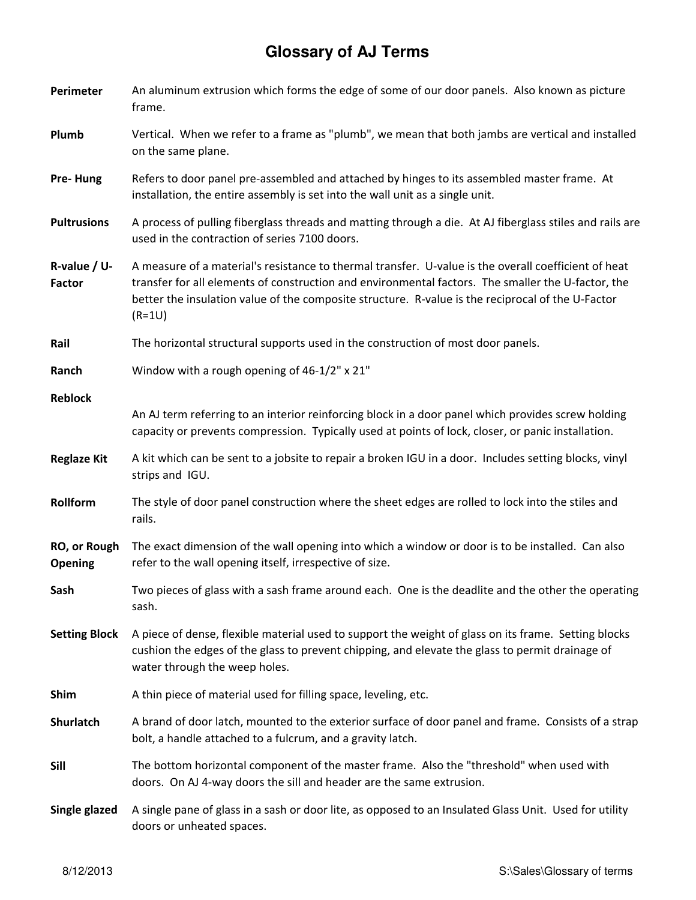# Glossary of AJ Terms

| | |
|---|---|
| **Perimeter** | An aluminum extrusion which forms the edge of some of our door panels. Also known as picture frame. |
| **Plumb** | Vertical. When we refer to a frame as "plumb", we mean that both jambs are vertical and installed on the same plane. |
| **Pre- Hung** | Refers to door panel pre-assembled and attached by hinges to its assembled master frame. At installation, the entire assembly is set into the wall unit as a single unit. |
| **Pultrusions** | A process of pulling fiberglass threads and matting through a die. At AJ fiberglass stiles and rails are used in the contraction of series 7100 doors. |
| **R-value / U-Factor** | A measure of a material's resistance to thermal transfer. U-value is the overall coefficient of heat transfer for all elements of construction and environmental factors. The smaller the U-factor, the better the insulation value of the composite structure. R-value is the reciprocal of the U-Factor (R=1U) |
| **Rail** | The horizontal structural supports used in the construction of most door panels. |
| **Ranch** | Window with a rough opening of 46-1/2" x 21" |
| **Reblock** | An AJ term referring to an interior reinforcing block in a door panel which provides screw holding capacity or prevents compression. Typically used at points of lock, closer, or panic installation. |
| **Reglaze Kit** | A kit which can be sent to a jobsite to repair a broken IGU in a door. Includes setting blocks, vinyl strips and IGU. |
| **Rollform** | The style of door panel construction where the sheet edges are rolled to lock into the stiles and rails. |
| **RO, or Rough Opening** | The exact dimension of the wall opening into which a window or door is to be installed. Can also refer to the wall opening itself, irrespective of size. |
| **Sash** | Two pieces of glass with a sash frame around each. One is the deadlite and the other the operating sash. |
| **Setting Block** | A piece of dense, flexible material used to support the weight of glass on its frame. Setting blocks cushion the edges of the glass to prevent chipping, and elevate the glass to permit drainage of water through the weep holes. |
| **Shim** | A thin piece of material used for filling space, leveling, etc. |
| **Shurlatch** | A brand of door latch, mounted to the exterior surface of door panel and frame. Consists of a strap bolt, a handle attached to a fulcrum, and a gravity latch. |
| **Sill** | The bottom horizontal component of the master frame. Also the "threshold" when used with doors. On AJ 4-way doors the sill and header are the same extrusion. |
| **Single glazed** | A single pane of glass in a sash or door lite, as opposed to an Insulated Glass Unit. Used for utility doors or unheated spaces. |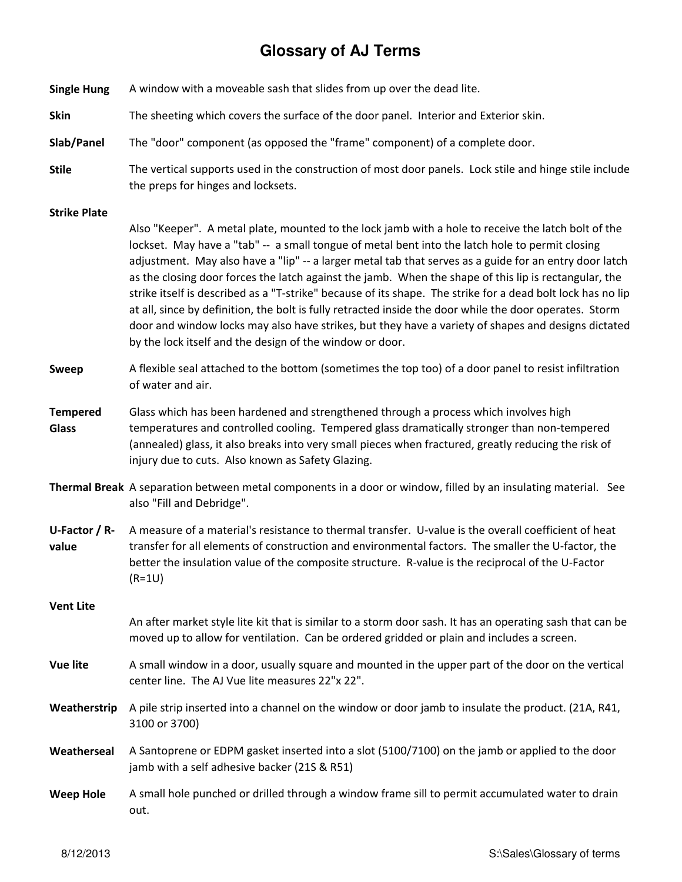# Glossary of AJ Terms

**Single Hung** A window with a moveable sash that slides from up over the dead lite.

**Skin** The sheeting which covers the surface of the door panel. Interior and Exterior skin.

**Slab/Panel** The "door" component (as opposed the "frame" component) of a complete door.

**Stile** The vertical supports used in the construction of most door panels. Lock stile and hinge stile include the preps for hinges and locksets.

**Strike Plate** Also "Keeper". A metal plate, mounted to the lock jamb with a hole to receive the latch bolt of the lockset. May have a "tab" -- a small tongue of metal bent into the latch hole to permit closing adjustment. May also have a "lip" -- a larger metal tab that serves as a guide for an entry door latch as the closing door forces the latch against the jamb. When the shape of this lip is rectangular, the strike itself is described as a "T-strike" because of its shape. The strike for a dead bolt lock has no lip at all, since by definition, the bolt is fully retracted inside the door while the door operates. Storm door and window locks may also have strikes, but they have a variety of shapes and designs dictated by the lock itself and the design of the window or door.

**Sweep** A flexible seal attached to the bottom (sometimes the top too) of a door panel to resist infiltration of water and air.

**Tempered Glass** Glass which has been hardened and strengthened through a process which involves high temperatures and controlled cooling. Tempered glass dramatically stronger than non-tempered (annealed) glass, it also breaks into very small pieces when fractured, greatly reducing the risk of injury due to cuts. Also known as Safety Glazing.

**Thermal Break** A separation between metal components in a door or window, filled by an insulating material. See also "Fill and Debridge".

**U-Factor / R-value** A measure of a material's resistance to thermal transfer. U-value is the overall coefficient of heat transfer for all elements of construction and environmental factors. The smaller the U-factor, the better the insulation value of the composite structure. R-value is the reciprocal of the U-Factor (R=1U)

**Vent Lite** An after market style lite kit that is similar to a storm door sash. It has an operating sash that can be moved up to allow for ventilation. Can be ordered gridded or plain and includes a screen.

**Vue lite** A small window in a door, usually square and mounted in the upper part of the door on the vertical center line. The AJ Vue lite measures 22"x 22".

**Weatherstrip** A pile strip inserted into a channel on the window or door jamb to insulate the product. (21A, R41, 3100 or 3700)

**Weatherseal** A Santoprene or EDPM gasket inserted into a slot (5100/7100) on the jamb or applied to the door jamb with a self adhesive backer (21S & R51)

**Weep Hole** A small hole punched or drilled through a window frame sill to permit accumulated water to drain out.

8/12/2013 S:\Sales\Glossary of terms